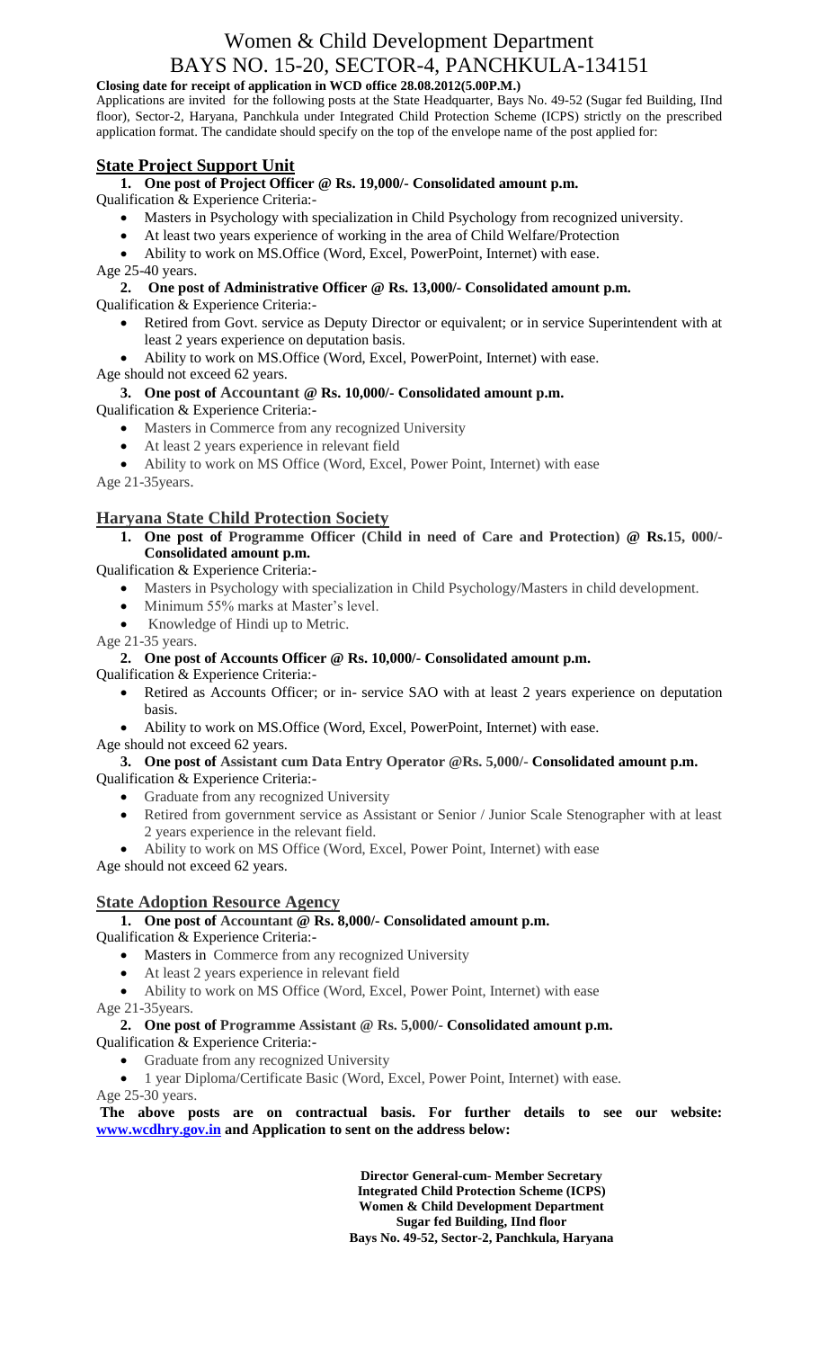# Women & Child Development Department

# BAYS NO. 15-20, SECTOR-4, PANCHKULA-134151

**Closing date for receipt of application in WCD office 28.08.2012(5.00P.M.)**

Applications are invited for the following posts at the State Headquarter, Bays No. 49-52 (Sugar fed Building, IInd floor), Sector-2, Haryana, Panchkula under Integrated Child Protection Scheme (ICPS) strictly on the prescribed application format. The candidate should specify on the top of the envelope name of the post applied for:

## State Project Support Unit

1. **One post of Project Officer @ Rs. 19,000/- Consolidated amount p.m.**

Qualification & Experience Criteria:-

- Masters in Psychology with specialization in Child Psychology from recognized university.
- At least two years experience of working in the area of Child Welfare/Protection
- Ability to work on MS.Office (Word, Excel, PowerPoint, Internet) with ease.

Age 25-40 years.

2. **One post of Administrative Officer @ Rs. 13,000/- Consolidated amount p.m.**

Qualification & Experience Criteria:-

- Retired from Govt. service as Deputy Director or equivalent; or in service Superintendent with at least 2 years experience on deputation basis.
- Ability to work on MS.Office (Word, Excel, PowerPoint, Internet) with ease.

Age should not exceed 62 years.

3. **One post of Accountant @ Rs. 10,000/- Consolidated amount p.m.**

Qualification & Experience Criteria:-

- Masters in Commerce from any recognized University
- At least 2 years experience in relevant field
- Ability to work on MS Office (Word, Excel, Power Point, Internet) with ease

Age 21-35years.

## Haryana State Child Protection Society

1. **One post of Programme Officer (Child in need of Care and Protection) @ Rs.15, 000/- Consolidated amount p.m.**

Qualification & Experience Criteria:-

- Masters in Psychology with specialization in Child Psychology/Masters in child development.
- Minimum 55% marks at Master's level.
- Knowledge of Hindi up to Metric.

Age 21-35 years.

2. **One post of Accounts Officer @ Rs. 10,000/- Consolidated amount p.m.**

Qualification & Experience Criteria:-

- Retired as Accounts Officer; or in- service SAO with at least 2 years experience on deputation basis.
- Ability to work on MS.Office (Word, Excel, PowerPoint, Internet) with ease.

Age should not exceed 62 years.

3. **One post of Assistant cum Data Entry Operator @Rs. 5,000/- Consolidated amount p.m.**

Qualification & Experience Criteria:-

- Graduate from any recognized University
- Retired from government service as Assistant or Senior / Junior Scale Stenographer with at least 2 years experience in the relevant field.
- Ability to work on MS Office (Word, Excel, Power Point, Internet) with ease

Age should not exceed 62 years.

## State Adoption Resource Agency

1. **One post of Accountant @ Rs. 8,000/- Consolidated amount p.m.**

Qualification & Experience Criteria:-

- Masters in Commerce from any recognized University
- At least 2 years experience in relevant field
- Ability to work on MS Office (Word, Excel, Power Point, Internet) with ease

Age 21-35years.

2. **One post of Programme Assistant @ Rs. 5,000/- Consolidated amount p.m.**

Qualification & Experience Criteria:-

- Graduate from any recognized University
- 1 year Diploma/Certificate Basic (Word, Excel, Power Point, Internet) with ease.

Age 25-30 years.

**The above posts are on contractual basis. For further details to see our website: www.wcdhry.gov.in and Application to sent on the address below:**

**Director General-cum- Member Secretary**
**Integrated Child Protection Scheme (ICPS)**
**Women & Child Development Department**
**Sugar fed Building, IInd floor**
**Bays No. 49-52, Sector-2, Panchkula, Haryana**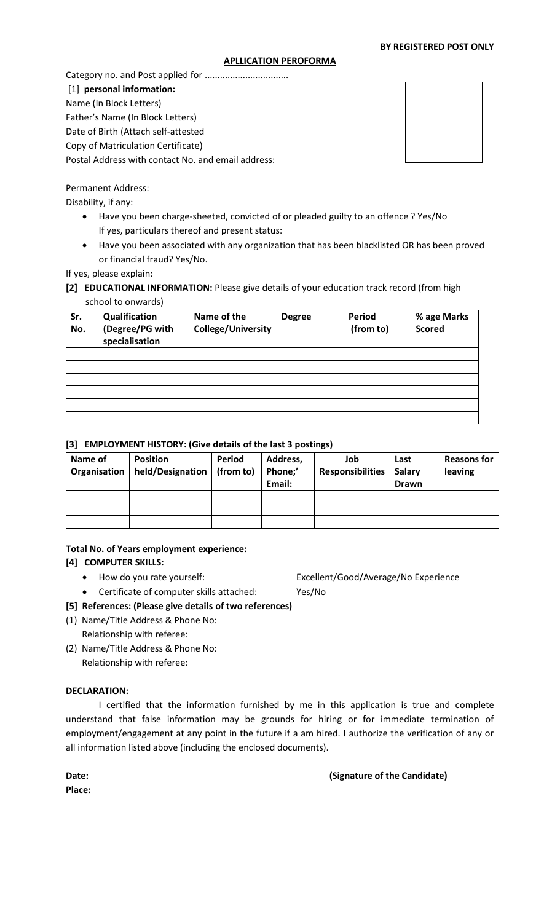**BY REGISTERED POST ONLY**

**APLLICATION PEROFORMA**

Category no. and Post applied for .................................

[1] **personal information:**

Name (In Block Letters)

Father's Name (In Block Letters)

Date of Birth (Attach self-attested

Copy of Matriculation Certificate)

Postal Address with contact No. and email address:

Permanent Address:

Disability, if any:

- Have you been charge-sheeted, convicted of or pleaded guilty to an offence ? Yes/No
  If yes, particulars thereof and present status:
- Have you been associated with any organization that has been blacklisted OR has been proved or financial fraud? Yes/No.

If yes, please explain:

**[2] EDUCATIONAL INFORMATION:** Please give details of your education track record (from high school to onwards)

| Sr. No. | Qualification (Degree/PG with specialisation | Name of the College/University | Degree | Period (from to) | % age Marks Scored |
|---|---|---|---|---|---|
| | | | | | |
| | | | | | |
| | | | | | |
| | | | | | |
| | | | | | |
| | | | | | |

**[3] EMPLOYMENT HISTORY: (Give details of the last 3 postings)**

| Name of Organisation | Position held/Designation | Period (from to) | Address, Phone;' Email: | Job Responsibilities | Last Salary Drawn | Reasons for leaving |
|---|---|---|---|---|---|---|
| | | | | | | |
| | | | | | | |
| | | | | | | |

**Total No. of Years employment experience:**

**[4] COMPUTER SKILLS:**

- How do you rate yourself: Excellent/Good/Average/No Experience
- Certificate of computer skills attached: Yes/No

**[5] References: (Please give details of two references)**

(1) Name/Title Address & Phone No:
Relationship with referee:

(2) Name/Title Address & Phone No:
Relationship with referee:

**DECLARATION:**

I certified that the information furnished by me in this application is true and complete understand that false information may be grounds for hiring or for immediate termination of employment/engagement at any point in the future if a am hired. I authorize the verification of any or all information listed above (including the enclosed documents).

**Date:** **(Signature of the Candidate)**

**Place:**